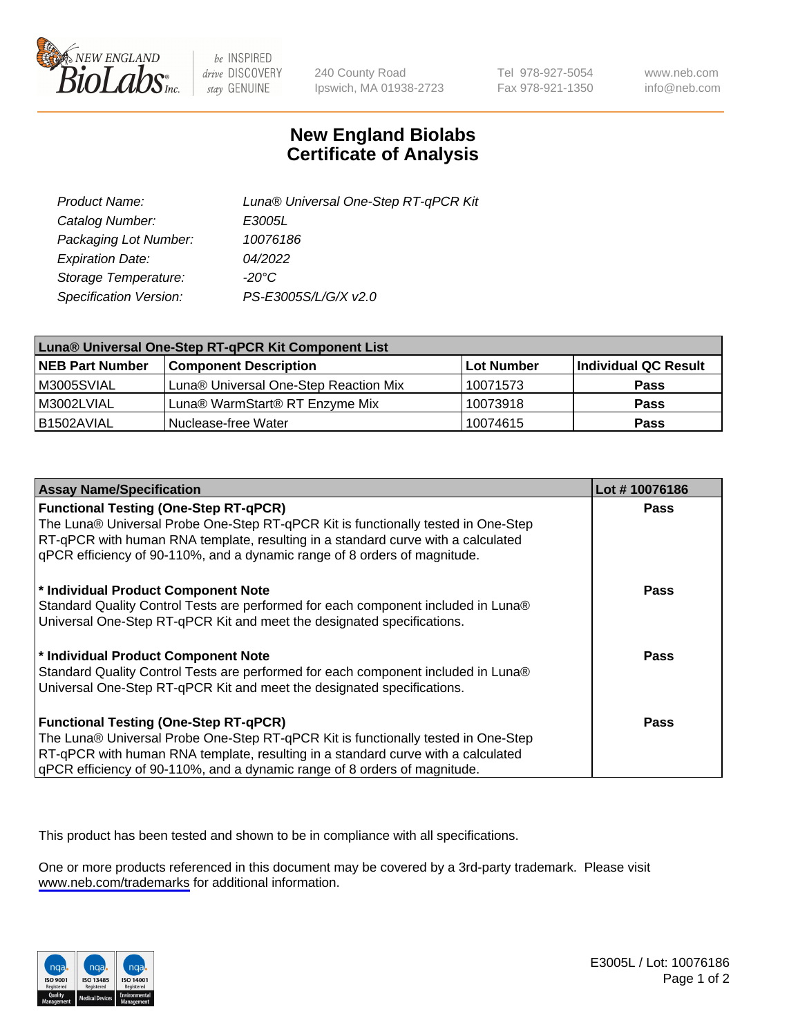240 County Road
Ipswich, MA 01938-2723

Tel 978-927-5054
Fax 978-921-1350

www.neb.com
info@neb.com

# New England Biolabs
# Certificate of Analysis

| | |
|---|---|
| Product Name: | Luna® Universal One-Step RT-qPCR Kit |
| Catalog Number: | E3005L |
| Packaging Lot Number: | 10076186 |
| Expiration Date: | 04/2022 |
| Storage Temperature: | -20°C |
| Specification Version: | PS-E3005S/L/G/X v2.0 |

| Luna® Universal One-Step RT-qPCR Kit Component List | | | |
|---|---|---|---|
| **NEB Part Number** | **Component Description** | **Lot Number** | **Individual QC Result** |
| M3005SVIAL | Luna® Universal One-Step Reaction Mix | 10071573 | **Pass** |
| M3002LVIAL | Luna® WarmStart® RT Enzyme Mix | 10073918 | **Pass** |
| B1502AVIAL | Nuclease-free Water | 10074615 | **Pass** |

| Assay Name/Specification | Lot # 10076186 |
|---|---|
| **Functional Testing (One-Step RT-qPCR)**<br>The Luna® Universal Probe One-Step RT-qPCR Kit is functionally tested in One-Step RT-qPCR with human RNA template, resulting in a standard curve with a calculated qPCR efficiency of 90-110%, and a dynamic range of 8 orders of magnitude. | **Pass** |
| **\* Individual Product Component Note**<br>Standard Quality Control Tests are performed for each component included in Luna® Universal One-Step RT-qPCR Kit and meet the designated specifications. | **Pass** |
| **\* Individual Product Component Note**<br>Standard Quality Control Tests are performed for each component included in Luna® Universal One-Step RT-qPCR Kit and meet the designated specifications. | **Pass** |
| **Functional Testing (One-Step RT-qPCR)**<br>The Luna® Universal Probe One-Step RT-qPCR Kit is functionally tested in One-Step RT-qPCR with human RNA template, resulting in a standard curve with a calculated qPCR efficiency of 90-110%, and a dynamic range of 8 orders of magnitude. | **Pass** |

This product has been tested and shown to be in compliance with all specifications.

One or more products referenced in this document may be covered by a 3rd-party trademark. Please visit www.neb.com/trademarks for additional information.

E3005L / Lot: 10076186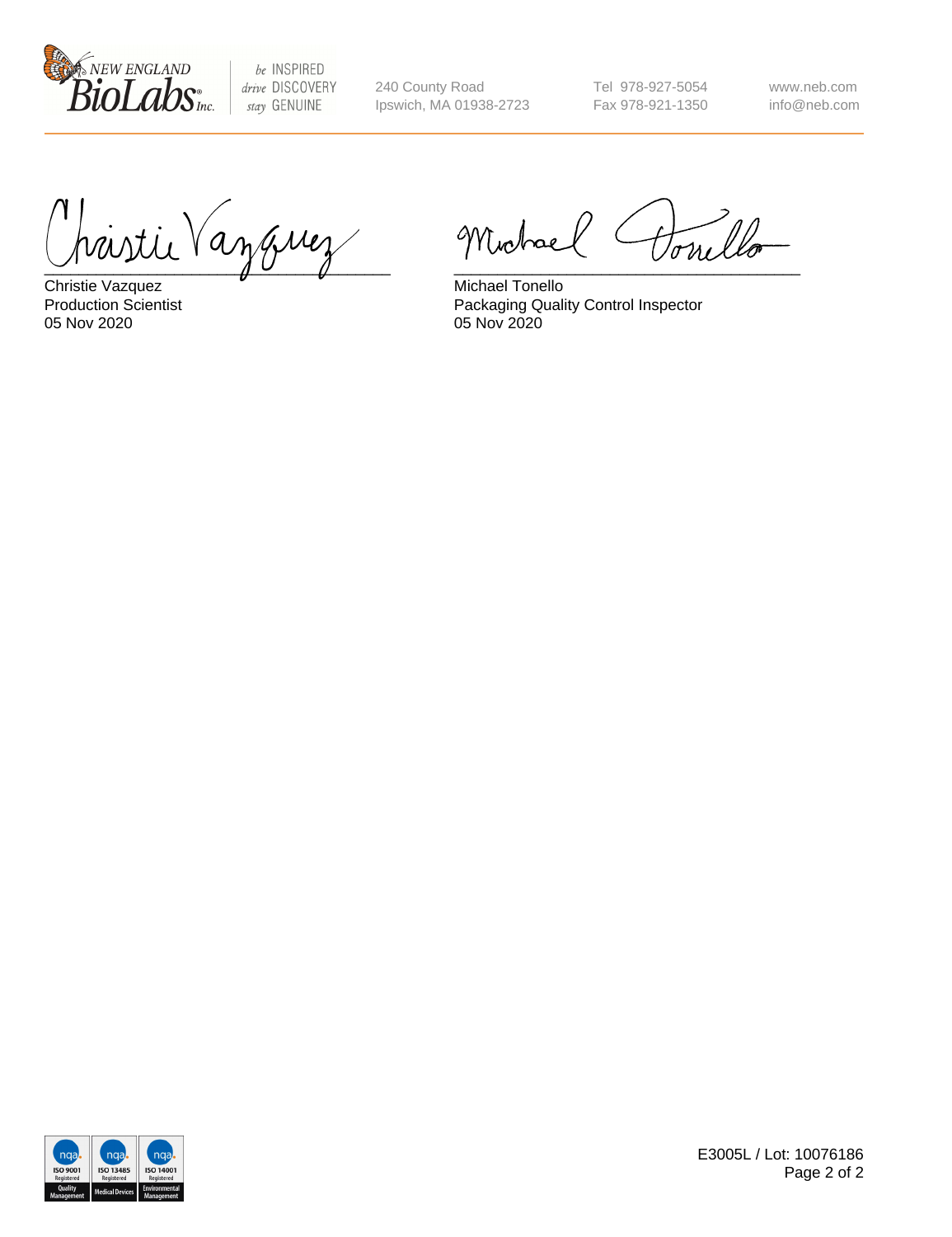Christie Vazquez
Production Scientist
05 Nov 2020

Michael Tonello
Packaging Quality Control Inspector
05 Nov 2020